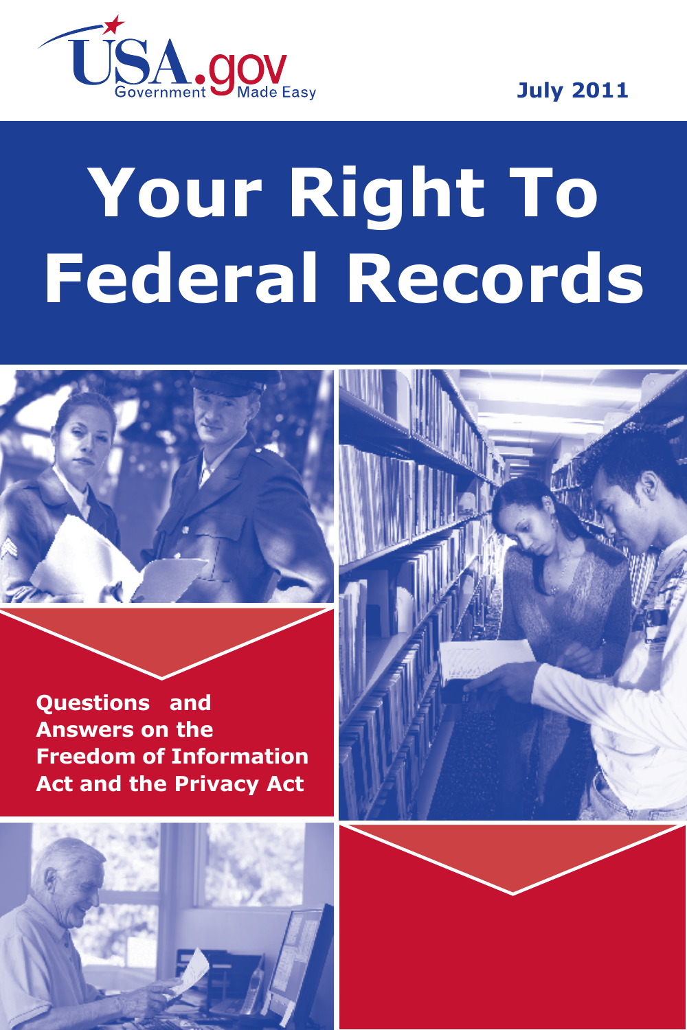USA.gov
Government Made Easy

July 2011

# Your Right To Federal Records

**Questions and Answers on the Freedom of Information Act and the Privacy Act**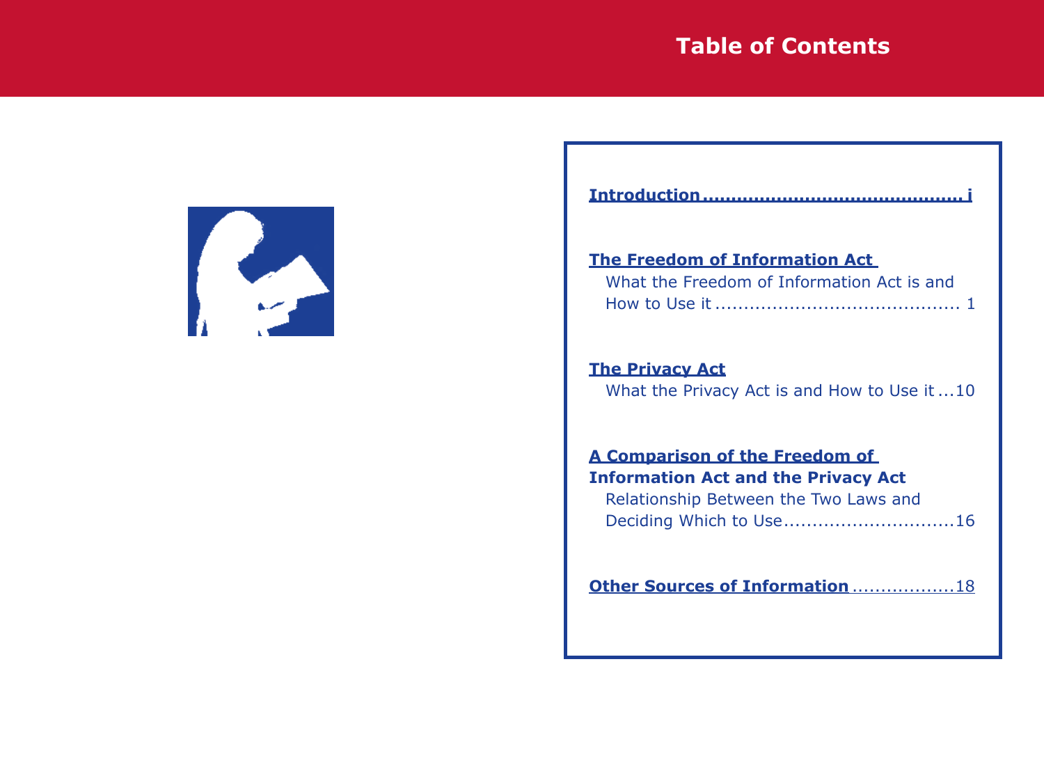# Table of Contents

**Introduction** .............................................. i

**The Freedom of Information Act**
What the Freedom of Information Act is and How to Use it .......................................... 1

**The Privacy Act**
What the Privacy Act is and How to Use it ...10

**A Comparison of the Freedom of Information Act and the Privacy Act**
Relationship Between the Two Laws and Deciding Which to Use.............................16

**Other Sources of Information** ..................18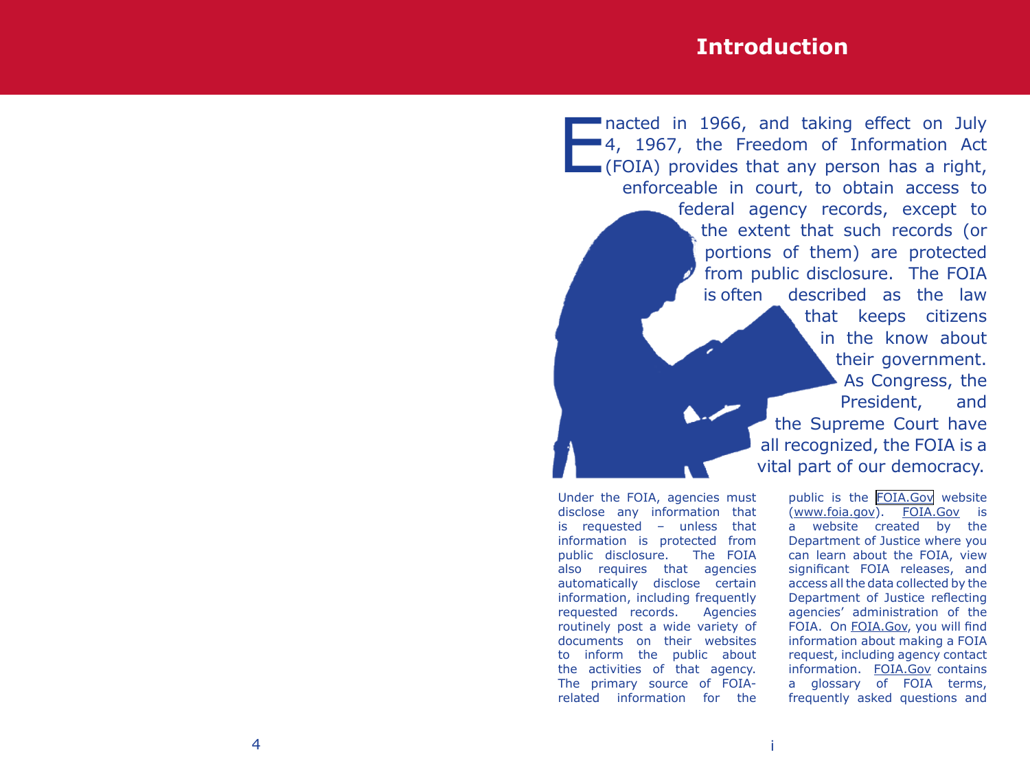# Introduction

Enacted in 1966, and taking effect on July 4, 1967, the Freedom of Information Act (FOIA) provides that any person has a right, enforceable in court, to obtain access to federal agency records, except to the extent that such records (or portions of them) are protected from public disclosure. The FOIA is often described as the law that keeps citizens in the know about their government. As Congress, the President, and the Supreme Court have all recognized, the FOIA is a vital part of our democracy.

Under the FOIA, agencies must disclose any information that is requested – unless that information is protected from public disclosure. The FOIA also requires that agencies automatically disclose certain information, including frequently requested records. Agencies routinely post a wide variety of documents on their websites to inform the public about the activities of that agency. The primary source of FOIA-related information for the public is the FOIA.Gov website (www.foia.gov). FOIA.Gov is a website created by the Department of Justice where you can learn about the FOIA, view significant FOIA releases, and access all the data collected by the Department of Justice reflecting agencies' administration of the FOIA. On FOIA.Gov, you will find information about making a FOIA request, including agency contact information. FOIA.Gov contains a glossary of FOIA terms, frequently asked questions and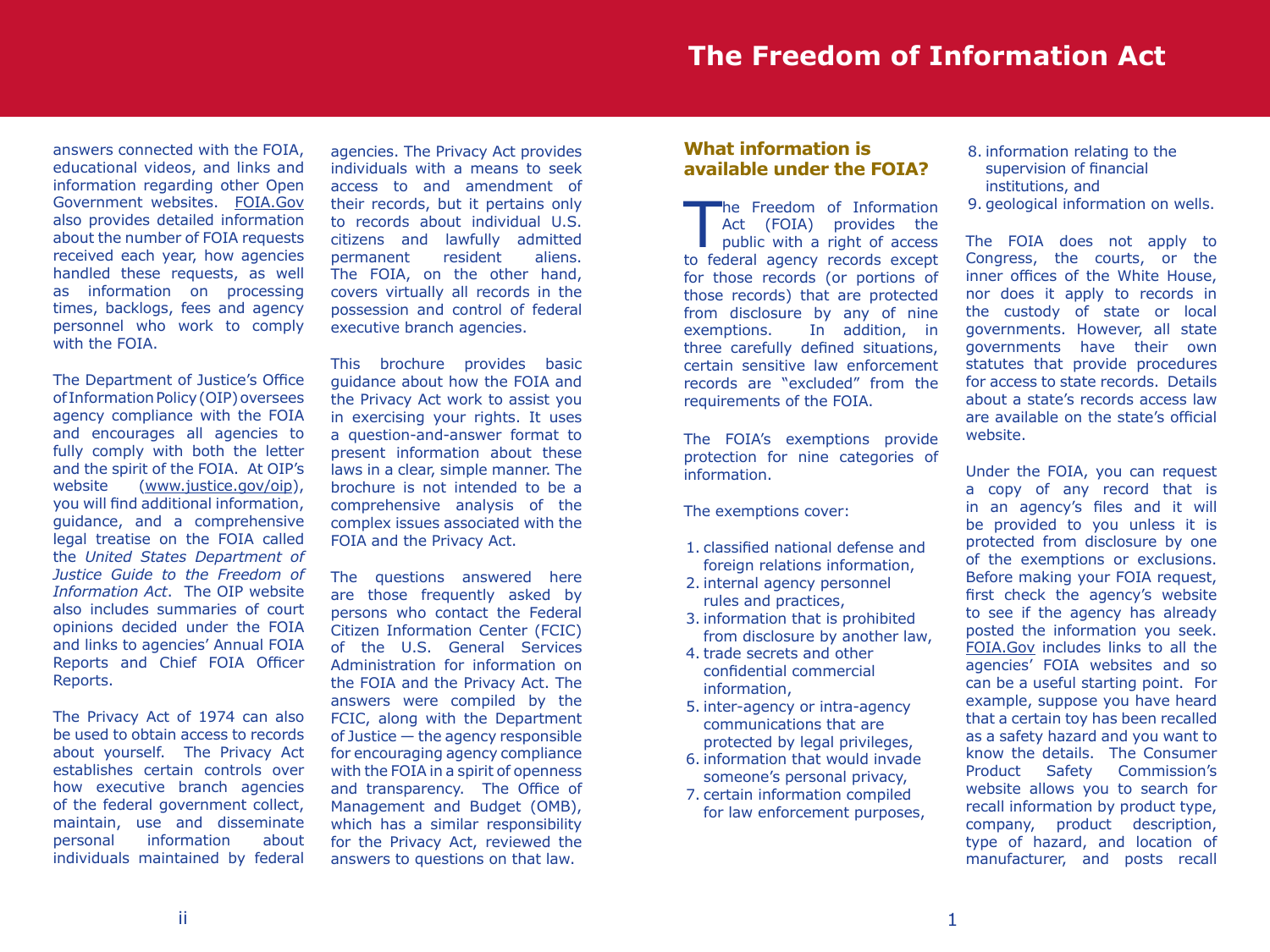answers connected with the FOIA, educational videos, and links and information regarding other Open Government websites. FOIA.Gov also provides detailed information about the number of FOIA requests received each year, how agencies handled these requests, as well as information on processing times, backlogs, fees and agency personnel who work to comply with the FOIA.

The Department of Justice's Office of Information Policy (OIP) oversees agency compliance with the FOIA and encourages all agencies to fully comply with both the letter and the spirit of the FOIA. At OIP's website (www.justice.gov/oip), you will find additional information, guidance, and a comprehensive legal treatise on the FOIA called the *United States Department of Justice Guide to the Freedom of Information Act*. The OIP website also includes summaries of court opinions decided under the FOIA and links to agencies' Annual FOIA Reports and Chief FOIA Officer Reports.

The Privacy Act of 1974 can also be used to obtain access to records about yourself. The Privacy Act establishes certain controls over how executive branch agencies of the federal government collect, maintain, use and disseminate personal information about individuals maintained by federal agencies. The Privacy Act provides individuals with a means to seek access to and amendment of their records, but it pertains only to records about individual U.S. citizens and lawfully admitted permanent resident aliens. The FOIA, on the other hand, covers virtually all records in the possession and control of federal executive branch agencies.

This brochure provides basic guidance about how the FOIA and the Privacy Act work to assist you in exercising your rights. It uses a question-and-answer format to present information about these laws in a clear, simple manner. The brochure is not intended to be a comprehensive analysis of the complex issues associated with the FOIA and the Privacy Act.

The questions answered here are those frequently asked by persons who contact the Federal Citizen Information Center (FCIC) of the U.S. General Services Administration for information on the FOIA and the Privacy Act. The answers were compiled by the FCIC, along with the Department of Justice — the agency responsible for encouraging agency compliance with the FOIA in a spirit of openness and transparency. The Office of Management and Budget (OMB), which has a similar responsibility for the Privacy Act, reviewed the answers to questions on that law.

## What information is available under the FOIA?

The Freedom of Information Act (FOIA) provides the public with a right of access to federal agency records except for those records (or portions of those records) that are protected from disclosure by any of nine exemptions. In addition, in three carefully defined situations, certain sensitive law enforcement records are "excluded" from the requirements of the FOIA.

The FOIA's exemptions provide protection for nine categories of information.

The exemptions cover:

1. classified national defense and foreign relations information,
2. internal agency personnel rules and practices,
3. information that is prohibited from disclosure by another law,
4. trade secrets and other confidential commercial information,
5. inter-agency or intra-agency communications that are protected by legal privileges,
6. information that would invade someone's personal privacy,
7. certain information compiled for law enforcement purposes,
8. information relating to the supervision of financial institutions, and
9. geological information on wells.

The FOIA does not apply to Congress, the courts, or the inner offices of the White House, nor does it apply to records in the custody of state or local governments. However, all state governments have their own statutes that provide procedures for access to state records. Details about a state's records access law are available on the state's official website.

Under the FOIA, you can request a copy of any record that is in an agency's files and it will be provided to you unless it is protected from disclosure by one of the exemptions or exclusions. Before making your FOIA request, first check the agency's website to see if the agency has already posted the information you seek. FOIA.Gov includes links to all the agencies' FOIA websites and so can be a useful starting point. For example, suppose you have heard that a certain toy has been recalled as a safety hazard and you want to know the details. The Consumer Product Safety Commission's website allows you to search for recall information by product type, company, product description, type of hazard, and location of manufacturer, and posts recall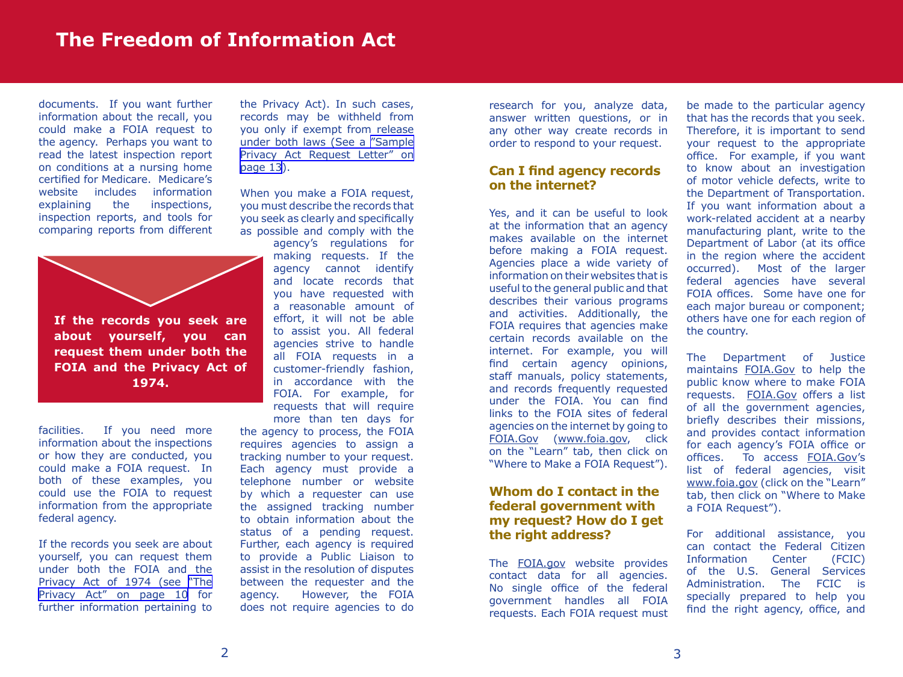documents. If you want further information about the recall, you could make a FOIA request to the agency. Perhaps you want to read the latest inspection report on conditions at a nursing home certified for Medicare. Medicare's website includes information explaining the inspections, inspection reports, and tools for comparing reports from different facilities. If you need more information about the inspections or how they are conducted, you could make a FOIA request. In both of these examples, you could use the FOIA to request information from the appropriate federal agency.

**If the records you seek are about yourself, you can request them under both the FOIA and the Privacy Act of 1974.**

If the records you seek are about yourself, you can request them under both the FOIA and the Privacy Act of 1974 (see "The Privacy Act" on page 10 for further information pertaining to the Privacy Act). In such cases, records may be withheld from you only if exempt from release under both laws (See a "Sample Privacy Act Request Letter" on page 13).

When you make a FOIA request, you must describe the records that you seek as clearly and specifically as possible and comply with the agency's regulations for making requests. If the agency cannot identify and locate records that you have requested with a reasonable amount of effort, it will not be able to assist you. All federal agencies strive to handle all FOIA requests in a customer-friendly fashion, in accordance with the FOIA. For example, for requests that will require more than ten days for the agency to process, the FOIA requires agencies to assign a tracking number to your request. Each agency must provide a telephone number or website by which a requester can use the assigned tracking number to obtain information about the status of a pending request. Further, each agency is required to provide a Public Liaison to assist in the resolution of disputes between the requester and the agency. However, the FOIA does not require agencies to do research for you, analyze data, answer written questions, or in any other way create records in order to respond to your request.

## Can I find agency records on the internet?

Yes, and it can be useful to look at the information that an agency makes available on the internet before making a FOIA request. Agencies place a wide variety of information on their websites that is useful to the general public and that describes their various programs and activities. Additionally, the FOIA requires that agencies make certain records available on the internet. For example, you will find certain agency opinions, staff manuals, policy statements, and records frequently requested under the FOIA. You can find links to the FOIA sites of federal agencies on the internet by going to FOIA.Gov (www.foia.gov, click on the "Learn" tab, then click on "Where to Make a FOIA Request").

## Whom do I contact in the federal government with my request? How do I get the right address?

The FOIA.gov website provides contact data for all agencies. No single office of the federal government handles all FOIA requests. Each FOIA request must be made to the particular agency that has the records that you seek. Therefore, it is important to send your request to the appropriate office. For example, if you want to know about an investigation of motor vehicle defects, write to the Department of Transportation. If you want information about a work-related accident at a nearby manufacturing plant, write to the Department of Labor (at its office in the region where the accident occurred). Most of the larger federal agencies have several FOIA offices. Some have one for each major bureau or component; others have one for each region of the country.

The Department of Justice maintains FOIA.Gov to help the public know where to make FOIA requests. FOIA.Gov offers a list of all the government agencies, briefly describes their missions, and provides contact information for each agency's FOIA office or offices. To access FOIA.Gov's list of federal agencies, visit www.foia.gov (click on the "Learn" tab, then click on "Where to Make a FOIA Request").

For additional assistance, you can contact the Federal Citizen Information Center (FCIC) of the U.S. General Services Administration. The FCIC is specially prepared to help you find the right agency, office, and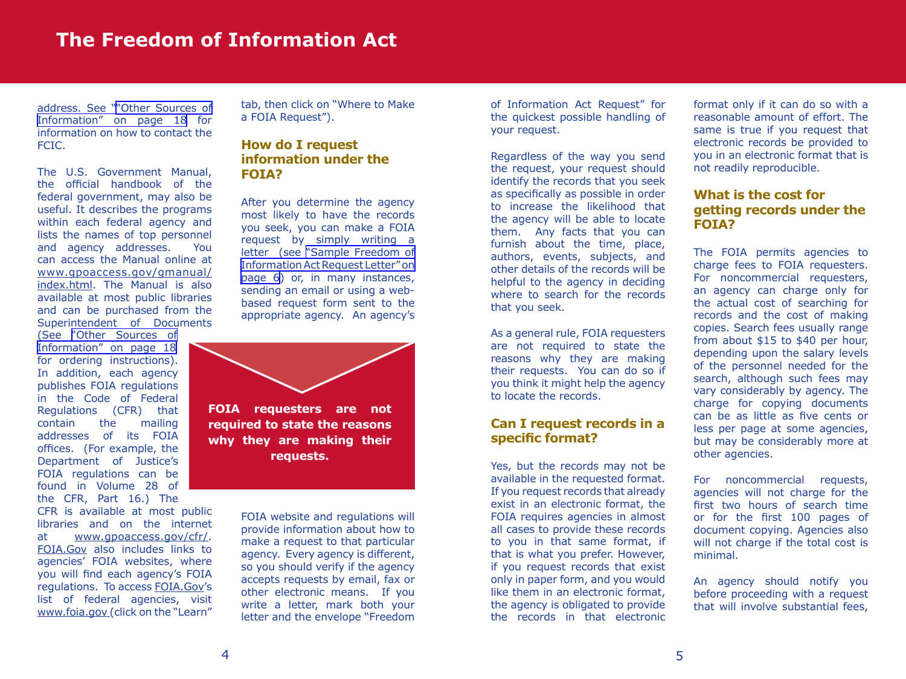address. See "Other Sources of Information" on page 18 for information on how to contact the FCIC.

The U.S. Government Manual, the official handbook of the federal government, may also be useful. It describes the programs within each federal agency and lists the names of top personnel and agency addresses. You can access the Manual online at www.gpoaccess.gov/gmanual/index.html. The Manual is also available at most public libraries and can be purchased from the Superintendent of Documents (See "Other Sources of Information" on page 18 for ordering instructions). In addition, each agency publishes FOIA regulations in the Code of Federal Regulations (CFR) that contain the mailing addresses of its FOIA offices. (For example, the Department of Justice's FOIA regulations can be found in Volume 28 of the CFR, Part 16.) The CFR is available at most public libraries and on the internet at www.gpoaccess.gov/cfr/. FOIA.Gov also includes links to agencies' FOIA websites, where you will find each agency's FOIA regulations. To access FOIA.Gov's list of federal agencies, visit www.foia.gov (click on the "Learn" tab, then click on "Where to Make a FOIA Request").

## How do I request information under the FOIA?

After you determine the agency most likely to have the records you seek, you can make a FOIA request by simply writing a letter (see "Sample Freedom of Information Act Request Letter" on page 6) or, in many instances, sending an email or using a web-based request form sent to the appropriate agency. An agency's FOIA website and regulations will provide information about how to make a request to that particular agency. Every agency is different, so you should verify if the agency accepts requests by email, fax or other electronic means. If you write a letter, mark both your letter and the envelope "Freedom of Information Act Request" for the quickest possible handling of your request.

**FOIA requesters are not required to state the reasons why they are making their requests.**

Regardless of the way you send the request, your request should identify the records that you seek as specifically as possible in order to increase the likelihood that the agency will be able to locate them. Any facts that you can furnish about the time, place, authors, events, subjects, and other details of the records will be helpful to the agency in deciding where to search for the records that you seek.

As a general rule, FOIA requesters are not required to state the reasons why they are making their requests. You can do so if you think it might help the agency to locate the records.

## Can I request records in a specific format?

Yes, but the records may not be available in the requested format. If you request records that already exist in an electronic format, the FOIA requires agencies in almost all cases to provide these records to you in that same format, if that is what you prefer. However, if you request records that exist only in paper form, and you would like them in an electronic format, the agency is obligated to provide the records in that electronic format only if it can do so with a reasonable amount of effort. The same is true if you request that electronic records be provided to you in an electronic format that is not readily reproducible.

## What is the cost for getting records under the FOIA?

The FOIA permits agencies to charge fees to FOIA requesters. For noncommercial requesters, an agency can charge only for the actual cost of searching for records and the cost of making copies. Search fees usually range from about $15 to $40 per hour, depending upon the salary levels of the personnel needed for the search, although such fees may vary considerably by agency. The charge for copying documents can be as little as five cents or less per page at some agencies, but may be considerably more at other agencies.

For noncommercial requests, agencies will not charge for the first two hours of search time or for the first 100 pages of document copying. Agencies also will not charge if the total cost is minimal.

An agency should notify you before proceeding with a request that will involve substantial fees,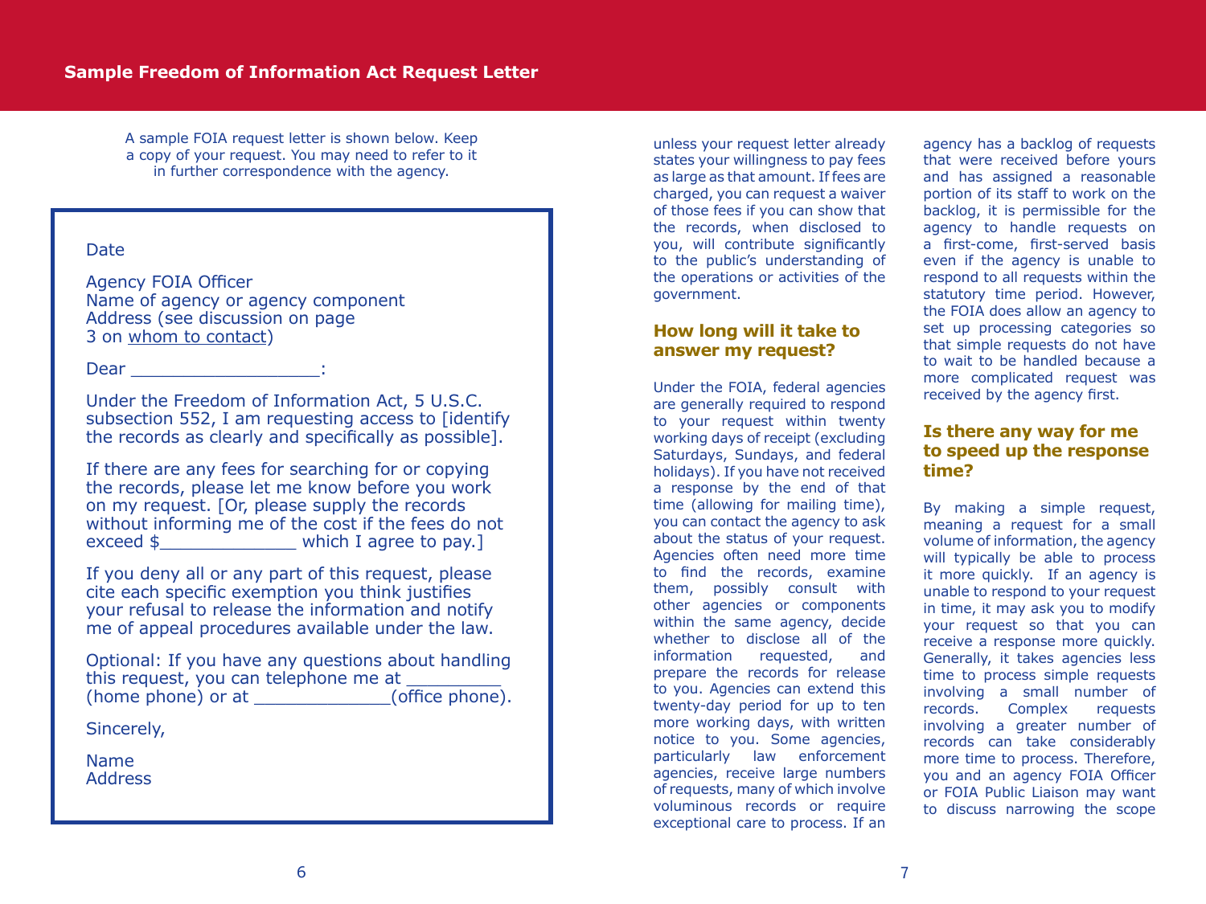## Sample Freedom of Information Act Request Letter

A sample FOIA request letter is shown below. Keep a copy of your request. You may need to refer to it in further correspondence with the agency.

> Date
>
> Agency FOIA Officer
> Name of agency or agency component
> Address (see discussion on page 3 on whom to contact)
>
> Dear __________________:
>
> Under the Freedom of Information Act, 5 U.S.C. subsection 552, I am requesting access to [identify the records as clearly and specifically as possible].
>
> If there are any fees for searching for or copying the records, please let me know before you work on my request. [Or, please supply the records without informing me of the cost if the fees do not exceed $_____________ which I agree to pay.]
>
> If you deny all or any part of this request, please cite each specific exemption you think justifies your refusal to release the information and notify me of appeal procedures available under the law.
>
> Optional: If you have any questions about handling this request, you can telephone me at _________ (home phone) or at _____________(office phone).
>
> Sincerely,
>
> Name
> Address

unless your request letter already states your willingness to pay fees as large as that amount. If fees are charged, you can request a waiver of those fees if you can show that the records, when disclosed to you, will contribute significantly to the public's understanding of the operations or activities of the government.

### How long will it take to answer my request?

Under the FOIA, federal agencies are generally required to respond to your request within twenty working days of receipt (excluding Saturdays, Sundays, and federal holidays). If you have not received a response by the end of that time (allowing for mailing time), you can contact the agency to ask about the status of your request. Agencies often need more time to find the records, examine them, possibly consult with other agencies or components within the same agency, decide whether to disclose all of the information requested, and prepare the records for release to you. Agencies can extend this twenty-day period for up to ten more working days, with written notice to you. Some agencies, particularly law enforcement agencies, receive large numbers of requests, many of which involve voluminous records or require exceptional care to process. If an agency has a backlog of requests that were received before yours and has assigned a reasonable portion of its staff to work on the backlog, it is permissible for the agency to handle requests on a first-come, first-served basis even if the agency is unable to respond to all requests within the statutory time period. However, the FOIA does allow an agency to set up processing categories so that simple requests do not have to wait to be handled because a more complicated request was received by the agency first.

### Is there any way for me to speed up the response time?

By making a simple request, meaning a request for a small volume of information, the agency will typically be able to process it more quickly. If an agency is unable to respond to your request in time, it may ask you to modify your request so that you can receive a response more quickly. Generally, it takes agencies less time to process simple requests involving a small number of records. Complex requests involving a greater number of records can take considerably more time to process. Therefore, you and an agency FOIA Officer or FOIA Public Liaison may want to discuss narrowing the scope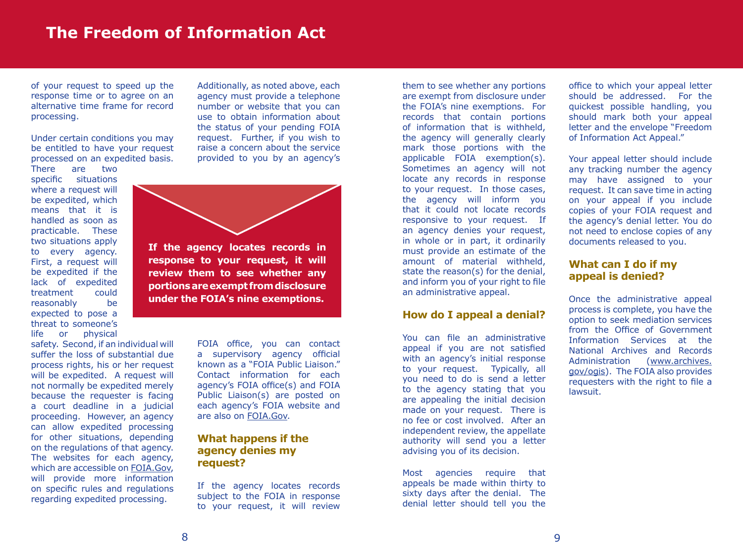of your request to speed up the response time or to agree on an alternative time frame for record processing.

Under certain conditions you may be entitled to have your request processed on an expedited basis. There are two specific situations where a request will be expedited, which means that it is handled as soon as practicable. These two situations apply to every agency. First, a request will be expedited if the lack of expedited treatment could reasonably be expected to pose a threat to someone's life or physical safety. Second, if an individual will suffer the loss of substantial due process rights, his or her request will be expedited. A request will not normally be expedited merely because the requester is facing a court deadline in a judicial proceeding. However, an agency can allow expedited processing for other situations, depending on the regulations of that agency. The websites for each agency, which are accessible on FOIA.Gov, will provide more information on specific rules and regulations regarding expedited processing.

Additionally, as noted above, each agency must provide a telephone number or website that you can use to obtain information about the status of your pending FOIA request. Further, if you wish to raise a concern about the service provided to you by an agency's FOIA office, you can contact a supervisory agency official known as a "FOIA Public Liaison." Contact information for each agency's FOIA office(s) and FOIA Public Liaison(s) are posted on each agency's FOIA website and are also on FOIA.Gov.

**If the agency locates records in response to your request, it will review them to see whether any portions are exempt from disclosure under the FOIA's nine exemptions.**

## What happens if the agency denies my request?

If the agency locates records subject to the FOIA in response to your request, it will review them to see whether any portions are exempt from disclosure under the FOIA's nine exemptions. For records that contain portions of information that is withheld, the agency will generally clearly mark those portions with the applicable FOIA exemption(s). Sometimes an agency will not locate any records in response to your request. In those cases, the agency will inform you that it could not locate records responsive to your request. If an agency denies your request, in whole or in part, it ordinarily must provide an estimate of the amount of material withheld, state the reason(s) for the denial, and inform you of your right to file an administrative appeal.

## How do I appeal a denial?

You can file an administrative appeal if you are not satisfied with an agency's initial response to your request. Typically, all you need to do is send a letter to the agency stating that you are appealing the initial decision made on your request. There is no fee or cost involved. After an independent review, the appellate authority will send you a letter advising you of its decision.

Most agencies require that appeals be made within thirty to sixty days after the denial. The denial letter should tell you the office to which your appeal letter should be addressed. For the quickest possible handling, you should mark both your appeal letter and the envelope "Freedom of Information Act Appeal."

Your appeal letter should include any tracking number the agency may have assigned to your request. It can save time in acting on your appeal if you include copies of your FOIA request and the agency's denial letter. You do not need to enclose copies of any documents released to you.

## What can I do if my appeal is denied?

Once the administrative appeal process is complete, you have the option to seek mediation services from the Office of Government Information Services at the National Archives and Records Administration (www.archives.gov/ogis). The FOIA also provides requesters with the right to file a lawsuit.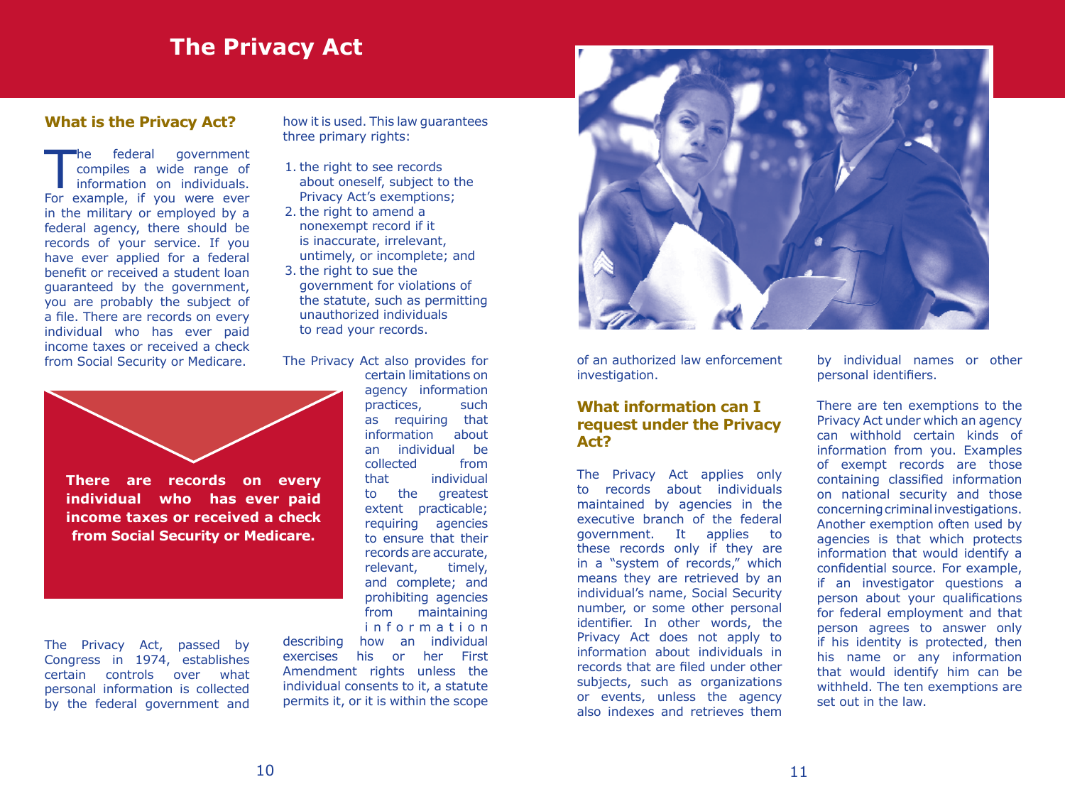# The Privacy Act

## What is the Privacy Act?

The federal government compiles a wide range of information on individuals. For example, if you were ever in the military or employed by a federal agency, there should be records of your service. If you have ever applied for a federal benefit or received a student loan guaranteed by the government, you are probably the subject of a file. There are records on every individual who has ever paid income taxes or received a check from Social Security or Medicare.

**There are records on every individual who has ever paid income taxes or received a check from Social Security or Medicare.**

The Privacy Act, passed by Congress in 1974, establishes certain controls over what personal information is collected by the federal government and how it is used. This law guarantees three primary rights:

1. the right to see records about oneself, subject to the Privacy Act's exemptions;
2. the right to amend a nonexempt record if it is inaccurate, irrelevant, untimely, or incomplete; and
3. the right to sue the government for violations of the statute, such as permitting unauthorized individuals to read your records.

The Privacy Act also provides for certain limitations on agency information practices, such as requiring that information about an individual be collected from that individual to the greatest extent practicable; requiring agencies to ensure that their records are accurate, relevant, timely, and complete; and prohibiting agencies from maintaining information describing how an individual exercises his or her First Amendment rights unless the individual consents to it, a statute permits it, or it is within the scope of an authorized law enforcement investigation.

## What information can I request under the Privacy Act?

The Privacy Act applies only to records about individuals maintained by agencies in the executive branch of the federal government. It applies to these records only if they are in a "system of records," which means they are retrieved by an individual's name, Social Security number, or some other personal identifier. In other words, the Privacy Act does not apply to information about individuals in records that are filed under other subjects, such as organizations or events, unless the agency also indexes and retrieves them by individual names or other personal identifiers.

There are ten exemptions to the Privacy Act under which an agency can withhold certain kinds of information from you. Examples of exempt records are those containing classified information on national security and those concerning criminal investigations. Another exemption often used by agencies is that which protects information that would identify a confidential source. For example, if an investigator questions a person about your qualifications for federal employment and that person agrees to answer only if his identity is protected, then his name or any information that would identify him can be withheld. The ten exemptions are set out in the law.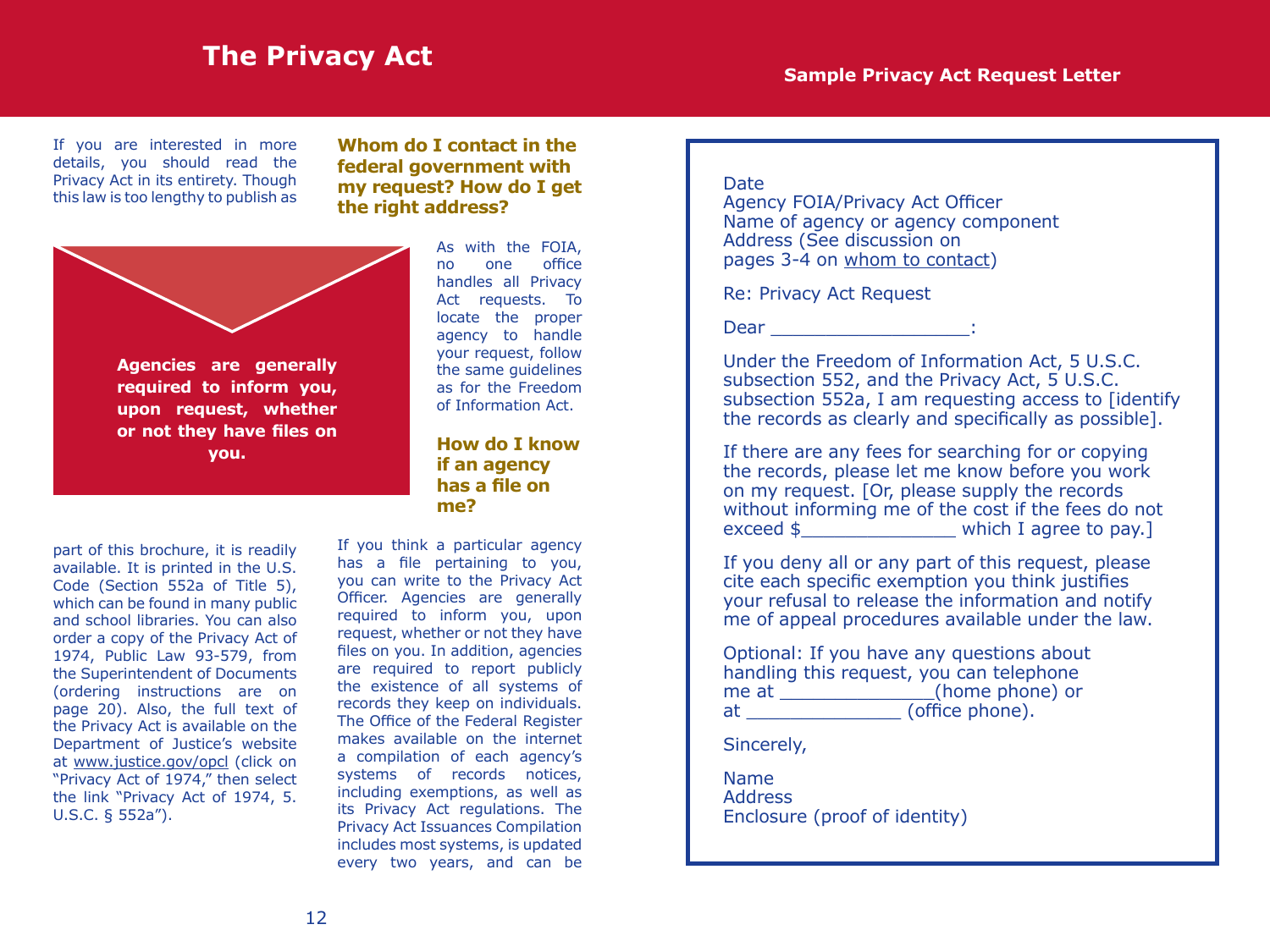# The Privacy Act

If you are interested in more details, you should read the Privacy Act in its entirety. Though this law is too lengthy to publish as part of this brochure, it is readily available. It is printed in the U.S. Code (Section 552a of Title 5), which can be found in many public and school libraries. You can also order a copy of the Privacy Act of 1974, Public Law 93-579, from the Superintendent of Documents (ordering instructions are on page 20). Also, the full text of the Privacy Act is available on the Department of Justice's website at www.justice.gov/opcl (click on "Privacy Act of 1974," then select the link "Privacy Act of 1974, 5. U.S.C. § 552a").

**Agencies are generally required to inform you, upon request, whether or not they have files on you.**

### Whom do I contact in the federal government with my request? How do I get the right address?

As with the FOIA, no one office handles all Privacy Act requests. To locate the proper agency to handle your request, follow the same guidelines as for the Freedom of Information Act.

### How do I know if an agency has a file on me?

If you think a particular agency has a file pertaining to you, you can write to the Privacy Act Officer. Agencies are generally required to inform you, upon request, whether or not they have files on you. In addition, agencies are required to report publicly the existence of all systems of records they keep on individuals. The Office of the Federal Register makes available on the internet a compilation of each agency's systems of records notices, including exemptions, as well as its Privacy Act regulations. The Privacy Act Issuances Compilation includes most systems, is updated every two years, and can be

## Sample Privacy Act Request Letter

Date
Agency FOIA/Privacy Act Officer
Name of agency or agency component
Address (See discussion on pages 3-4 on whom to contact)

Re: Privacy Act Request

Dear __________________:

Under the Freedom of Information Act, 5 U.S.C. subsection 552, and the Privacy Act, 5 U.S.C. subsection 552a, I am requesting access to [identify the records as clearly and specifically as possible].

If there are any fees for searching for or copying the records, please let me know before you work on my request. [Or, please supply the records without informing me of the cost if the fees do not exceed $______________ which I agree to pay.]

If you deny all or any part of this request, please cite each specific exemption you think justifies your refusal to release the information and notify me of appeal procedures available under the law.

Optional: If you have any questions about handling this request, you can telephone me at ______________(home phone) or at ______________ (office phone).

Sincerely,

Name
Address
Enclosure (proof of identity)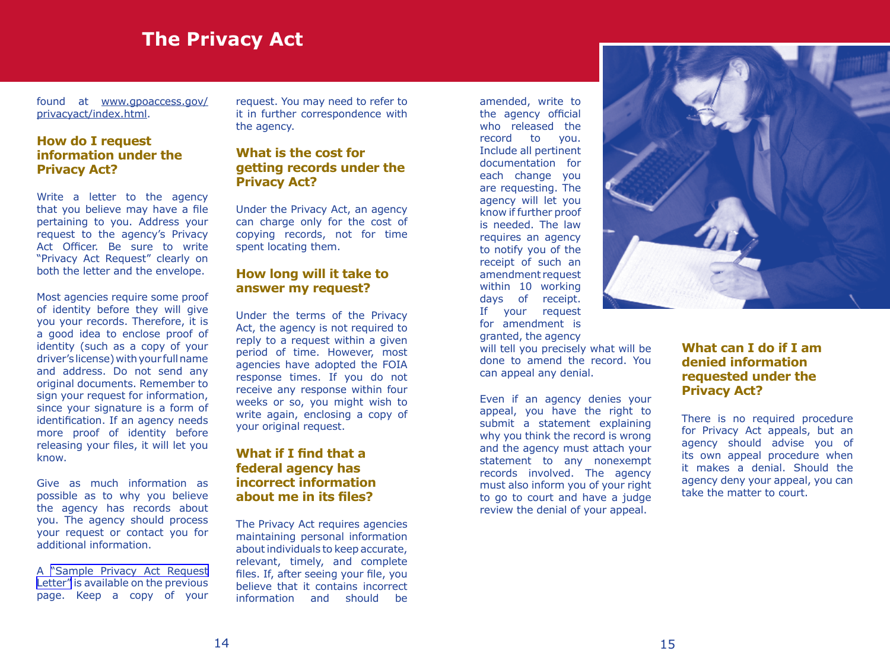found at www.gpoaccess.gov/privacyact/index.html.

## How do I request information under the Privacy Act?

Write a letter to the agency that you believe may have a file pertaining to you. Address your request to the agency's Privacy Act Officer. Be sure to write "Privacy Act Request" clearly on both the letter and the envelope.

Most agencies require some proof of identity before they will give you your records. Therefore, it is a good idea to enclose proof of identity (such as a copy of your driver's license) with your full name and address. Do not send any original documents. Remember to sign your request for information, since your signature is a form of identification. If an agency needs more proof of identity before releasing your files, it will let you know.

Give as much information as possible as to why you believe the agency has records about you. The agency should process your request or contact you for additional information.

A "Sample Privacy Act Request Letter" is available on the previous page. Keep a copy of your request. You may need to refer to it in further correspondence with the agency.

## What is the cost for getting records under the Privacy Act?

Under the Privacy Act, an agency can charge only for the cost of copying records, not for time spent locating them.

## How long will it take to answer my request?

Under the terms of the Privacy Act, the agency is not required to reply to a request within a given period of time. However, most agencies have adopted the FOIA response times. If you do not receive any response within four weeks or so, you might wish to write again, enclosing a copy of your original request.

## What if I find that a federal agency has incorrect information about me in its files?

The Privacy Act requires agencies maintaining personal information about individuals to keep accurate, relevant, timely, and complete files. If, after seeing your file, you believe that it contains incorrect information and should be amended, write to the agency official who released the record to you. Include all pertinent documentation for each change you are requesting. The agency will let you know if further proof is needed. The law requires an agency to notify you of the receipt of such an amendment request within 10 working days of receipt. If your request for amendment is granted, the agency will tell you precisely what will be done to amend the record. You can appeal any denial.

Even if an agency denies your appeal, you have the right to submit a statement explaining why you think the record is wrong and the agency must attach your statement to any nonexempt records involved. The agency must also inform you of your right to go to court and have a judge review the denial of your appeal.

## What can I do if I am denied information requested under the Privacy Act?

There is no required procedure for Privacy Act appeals, but an agency should advise you of its own appeal procedure when it makes a denial. Should the agency deny your appeal, you can take the matter to court.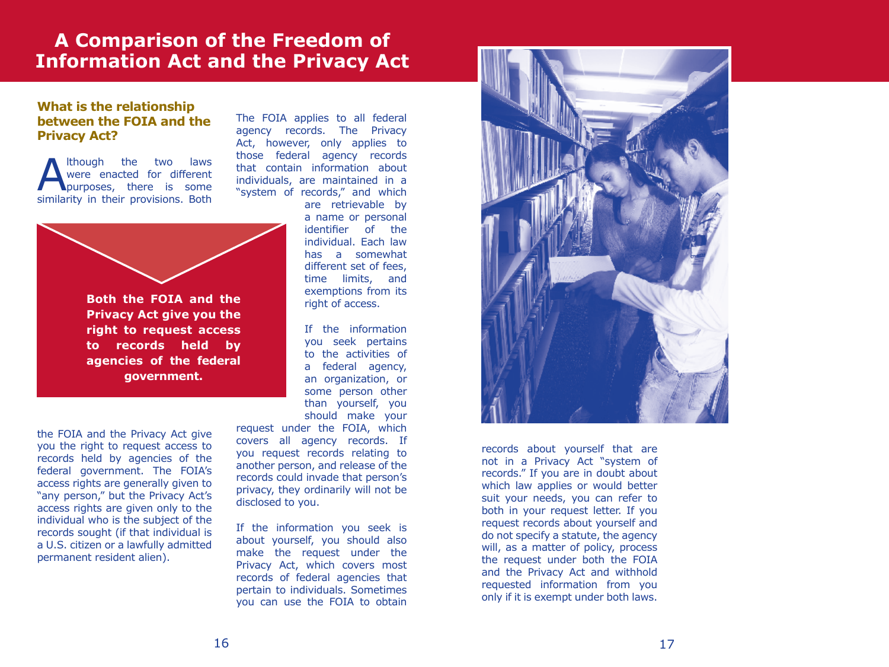# A Comparison of the Freedom of Information Act and the Privacy Act

### What is the relationship between the FOIA and the Privacy Act?

Although the two laws were enacted for different purposes, there is some similarity in their provisions. Both the FOIA and the Privacy Act give you the right to request access to records held by agencies of the federal government. The FOIA's access rights are generally given to "any person," but the Privacy Act's access rights are given only to the individual who is the subject of the records sought (if that individual is a U.S. citizen or a lawfully admitted permanent resident alien).

**Both the FOIA and the Privacy Act give you the right to request access to records held by agencies of the federal government.**

The FOIA applies to all federal agency records. The Privacy Act, however, only applies to those federal agency records that contain information about individuals, are maintained in a "system of records," and which are retrievable by a name or personal identifier of the individual. Each law has a somewhat different set of fees, time limits, and exemptions from its right of access.

If the information you seek pertains to the activities of a federal agency, an organization, or some person other than yourself, you should make your request under the FOIA, which covers all agency records. If you request records relating to another person, and release of the records could invade that person's privacy, they ordinarily will not be disclosed to you.

If the information you seek is about yourself, you should also make the request under the Privacy Act, which covers most records of federal agencies that pertain to individuals. Sometimes you can use the FOIA to obtain records about yourself that are not in a Privacy Act "system of records." If you are in doubt about which law applies or would better suit your needs, you can refer to both in your request letter. If you request records about yourself and do not specify a statute, the agency will, as a matter of policy, process the request under both the FOIA and the Privacy Act and withhold requested information from you only if it is exempt under both laws.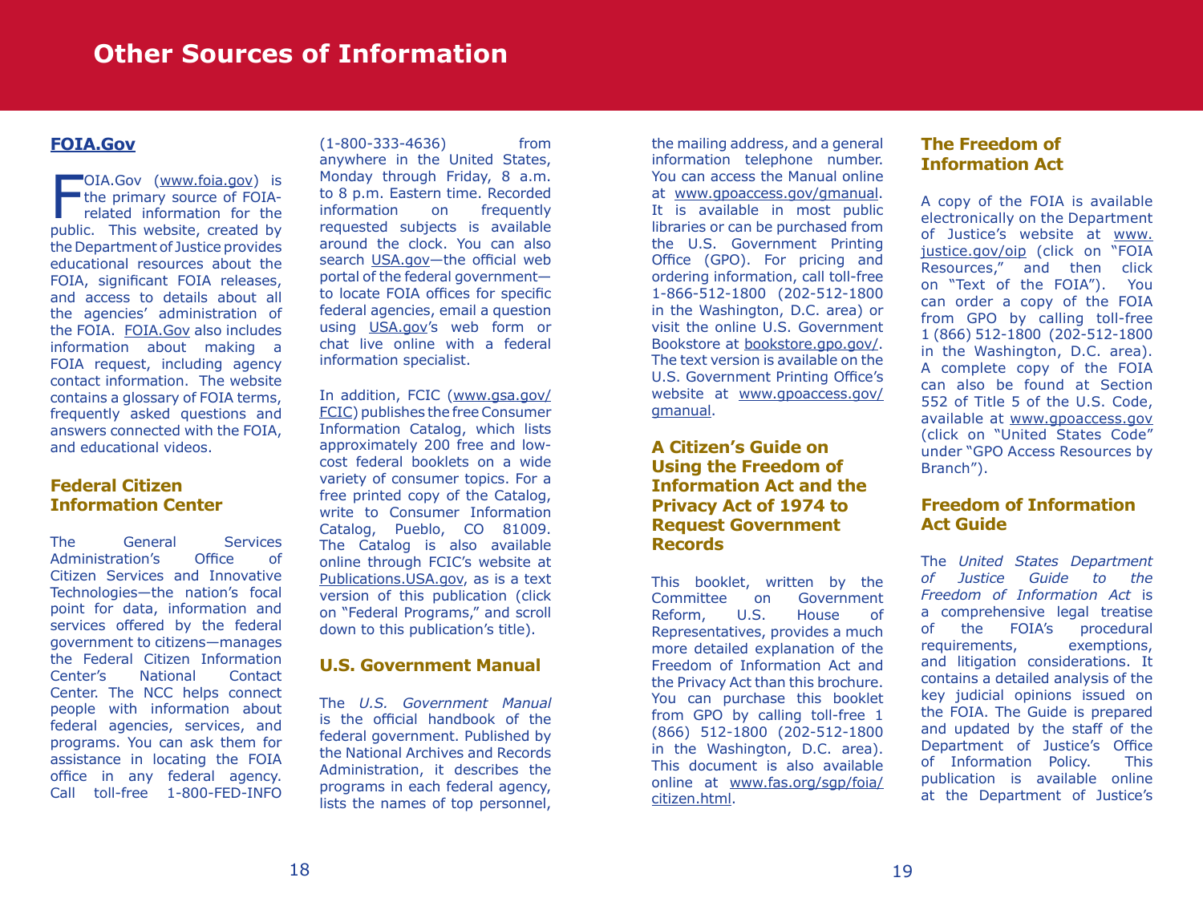# Other Sources of Information

## FOIA.Gov

FOIA.Gov (www.foia.gov) is the primary source of FOIA-related information for the public. This website, created by the Department of Justice provides educational resources about the FOIA, significant FOIA releases, and access to details about all the agencies' administration of the FOIA. FOIA.Gov also includes information about making a FOIA request, including agency contact information. The website contains a glossary of FOIA terms, frequently asked questions and answers connected with the FOIA, and educational videos.

## Federal Citizen Information Center

The General Services Administration's Office of Citizen Services and Innovative Technologies—the nation's focal point for data, information and services offered by the federal government to citizens—manages the Federal Citizen Information Center's National Contact Center. The NCC helps connect people with information about federal agencies, services, and programs. You can ask them for assistance in locating the FOIA office in any federal agency. Call toll-free 1-800-FED-INFO (1-800-333-4636) from anywhere in the United States, Monday through Friday, 8 a.m. to 8 p.m. Eastern time. Recorded information on frequently requested subjects is available around the clock. You can also search USA.gov—the official web portal of the federal government—to locate FOIA offices for specific federal agencies, email a question using USA.gov's web form or chat live online with a federal information specialist.

In addition, FCIC (www.gsa.gov/FCIC) publishes the free Consumer Information Catalog, which lists approximately 200 free and low-cost federal booklets on a wide variety of consumer topics. For a free printed copy of the Catalog, write to Consumer Information Catalog, Pueblo, CO 81009. The Catalog is also available online through FCIC's website at Publications.USA.gov, as is a text version of this publication (click on "Federal Programs," and scroll down to this publication's title).

## U.S. Government Manual

The *U.S. Government Manual* is the official handbook of the federal government. Published by the National Archives and Records Administration, it describes the programs in each federal agency, lists the names of top personnel, the mailing address, and a general information telephone number. You can access the Manual online at www.gpoaccess.gov/gmanual. It is available in most public libraries or can be purchased from the U.S. Government Printing Office (GPO). For pricing and ordering information, call toll-free 1-866-512-1800 (202-512-1800 in the Washington, D.C. area) or visit the online U.S. Government Bookstore at bookstore.gpo.gov/. The text version is available on the U.S. Government Printing Office's website at www.gpoaccess.gov/gmanual.

## A Citizen's Guide on Using the Freedom of Information Act and the Privacy Act of 1974 to Request Government Records

This booklet, written by the Committee on Government Reform, U.S. House of Representatives, provides a much more detailed explanation of the Freedom of Information Act and the Privacy Act than this brochure. You can purchase this booklet from GPO by calling toll-free 1 (866) 512-1800 (202-512-1800 in the Washington, D.C. area). This document is also available online at www.fas.org/sgp/foia/citizen.html.

## The Freedom of Information Act

A copy of the FOIA is available electronically on the Department of Justice's website at www.justice.gov/oip (click on "FOIA Resources," and then click on "Text of the FOIA"). You can order a copy of the FOIA from GPO by calling toll-free 1 (866) 512-1800 (202-512-1800 in the Washington, D.C. area). A complete copy of the FOIA can also be found at Section 552 of Title 5 of the U.S. Code, available at www.gpoaccess.gov (click on "United States Code" under "GPO Access Resources by Branch").

## Freedom of Information Act Guide

The *United States Department of Justice Guide to the Freedom of Information Act* is a comprehensive legal treatise of the FOIA's procedural requirements, exemptions, and litigation considerations. It contains a detailed analysis of the key judicial opinions issued on the FOIA. The Guide is prepared and updated by the staff of the Department of Justice's Office of Information Policy. This publication is available online at the Department of Justice's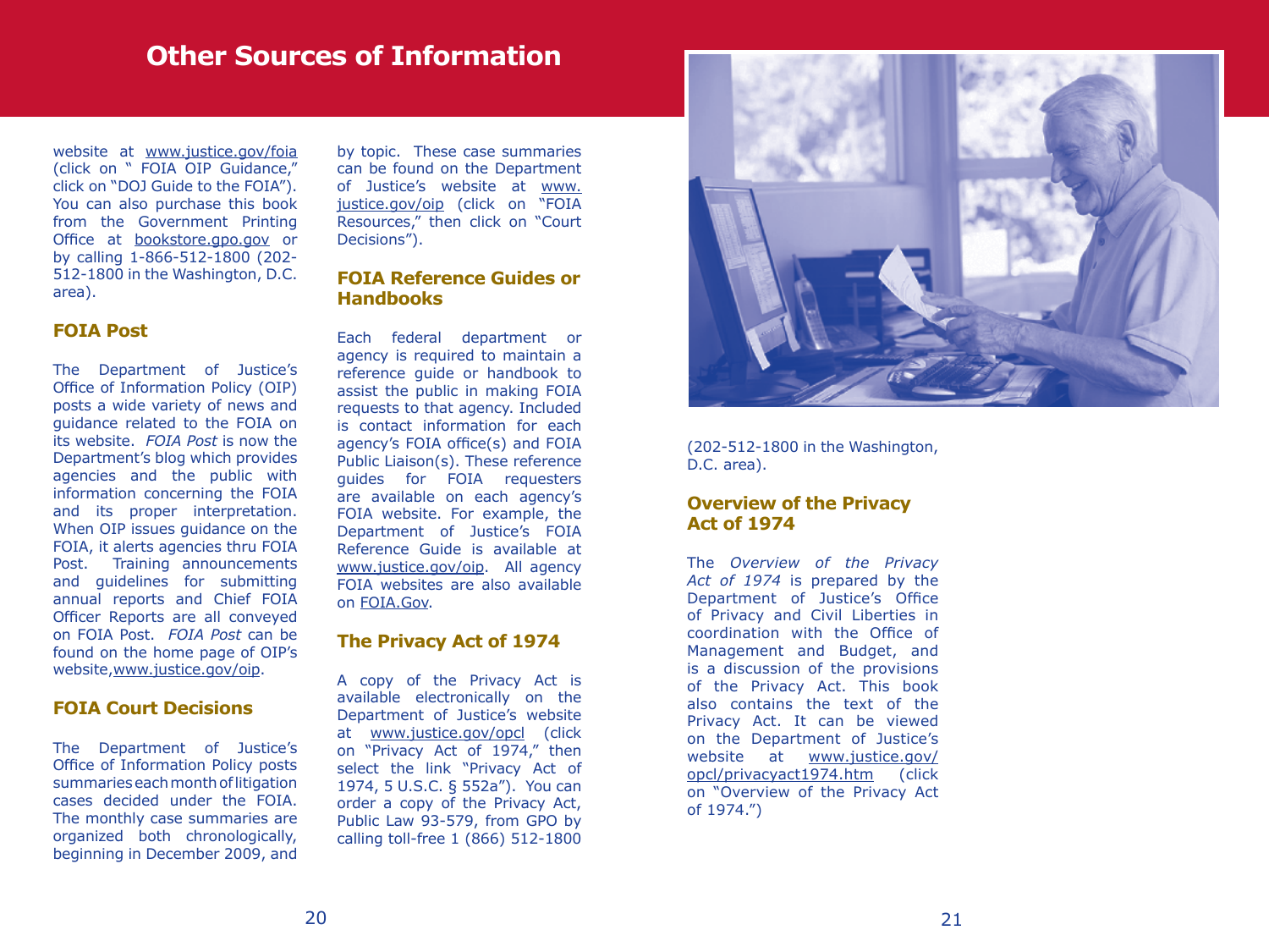## Other Sources of Information

website at www.justice.gov/foia (click on " FOIA OIP Guidance," click on "DOJ Guide to the FOIA"). You can also purchase this book from the Government Printing Office at bookstore.gpo.gov or by calling 1-866-512-1800 (202-512-1800 in the Washington, D.C. area).

### FOIA Post

The Department of Justice's Office of Information Policy (OIP) posts a wide variety of news and guidance related to the FOIA on its website. *FOIA Post* is now the Department's blog which provides agencies and the public with information concerning the FOIA and its proper interpretation. When OIP issues guidance on the FOIA, it alerts agencies thru FOIA Post. Training announcements and guidelines for submitting annual reports and Chief FOIA Officer Reports are all conveyed on FOIA Post. *FOIA Post* can be found on the home page of OIP's website,www.justice.gov/oip.

### FOIA Court Decisions

The Department of Justice's Office of Information Policy posts summaries each month of litigation cases decided under the FOIA. The monthly case summaries are organized both chronologically, beginning in December 2009, and by topic. These case summaries can be found on the Department of Justice's website at www.justice.gov/oip (click on "FOIA Resources," then click on "Court Decisions").

### FOIA Reference Guides or Handbooks

Each federal department or agency is required to maintain a reference guide or handbook to assist the public in making FOIA requests to that agency. Included is contact information for each agency's FOIA office(s) and FOIA Public Liaison(s). These reference guides for FOIA requesters are available on each agency's FOIA website. For example, the Department of Justice's FOIA Reference Guide is available at www.justice.gov/oip. All agency FOIA websites are also available on FOIA.Gov.

### The Privacy Act of 1974

A copy of the Privacy Act is available electronically on the Department of Justice's website at www.justice.gov/opcl (click on "Privacy Act of 1974," then select the link "Privacy Act of 1974, 5 U.S.C. § 552a"). You can order a copy of the Privacy Act, Public Law 93-579, from GPO by calling toll-free 1 (866) 512-1800 (202-512-1800 in the Washington, D.C. area).

### Overview of the Privacy Act of 1974

The *Overview of the Privacy Act of 1974* is prepared by the Department of Justice's Office of Privacy and Civil Liberties in coordination with the Office of Management and Budget, and is a discussion of the provisions of the Privacy Act. This book also contains the text of the Privacy Act. It can be viewed on the Department of Justice's website at www.justice.gov/opcl/privacyact1974.htm (click on "Overview of the Privacy Act of 1974.")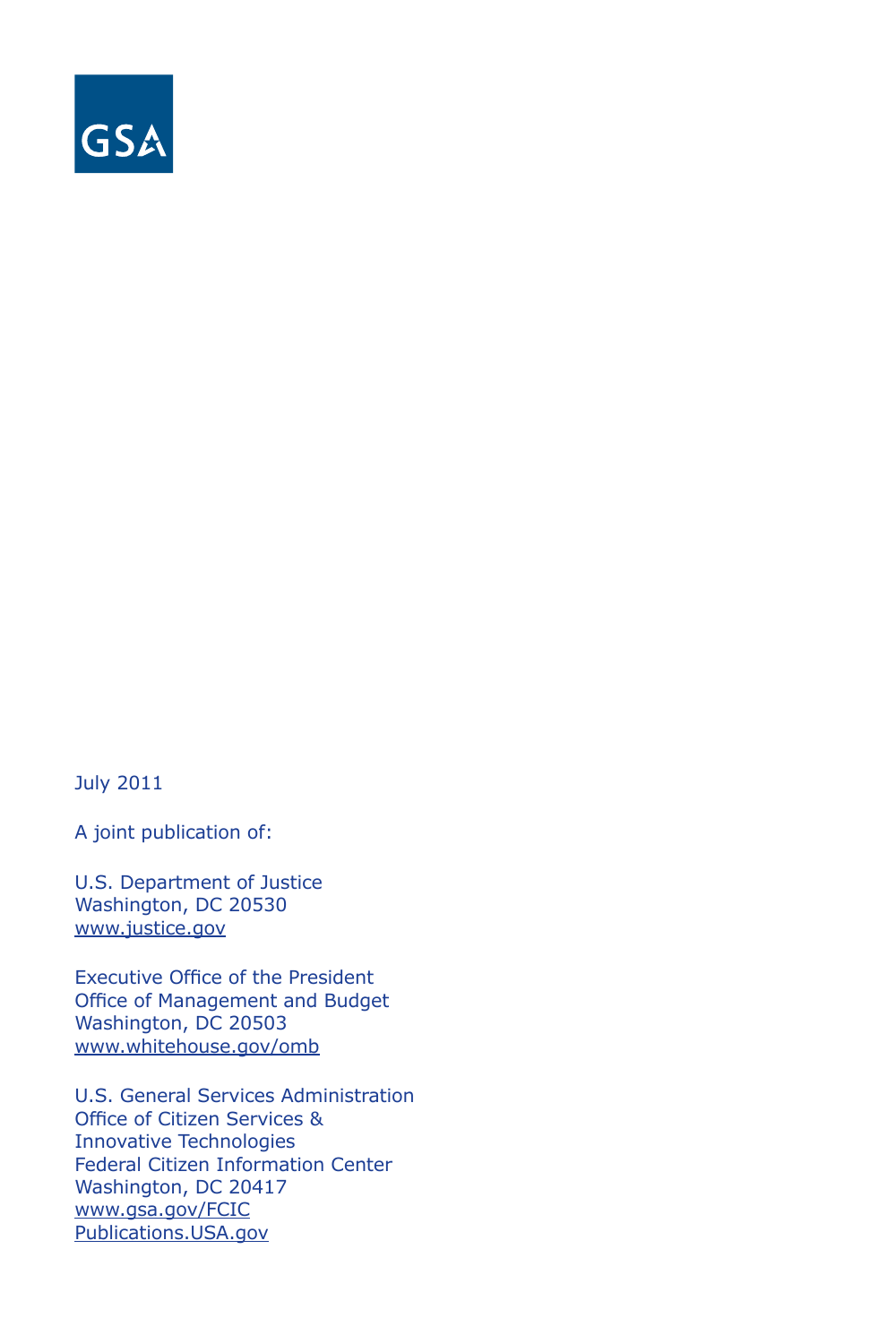GSA

July 2011

A joint publication of:

U.S. Department of Justice
Washington, DC 20530
www.justice.gov

Executive Office of the President
Office of Management and Budget
Washington, DC 20503
www.whitehouse.gov/omb

U.S. General Services Administration
Office of Citizen Services &
Innovative Technologies
Federal Citizen Information Center
Washington, DC 20417
www.gsa.gov/FCIC
Publications.USA.gov